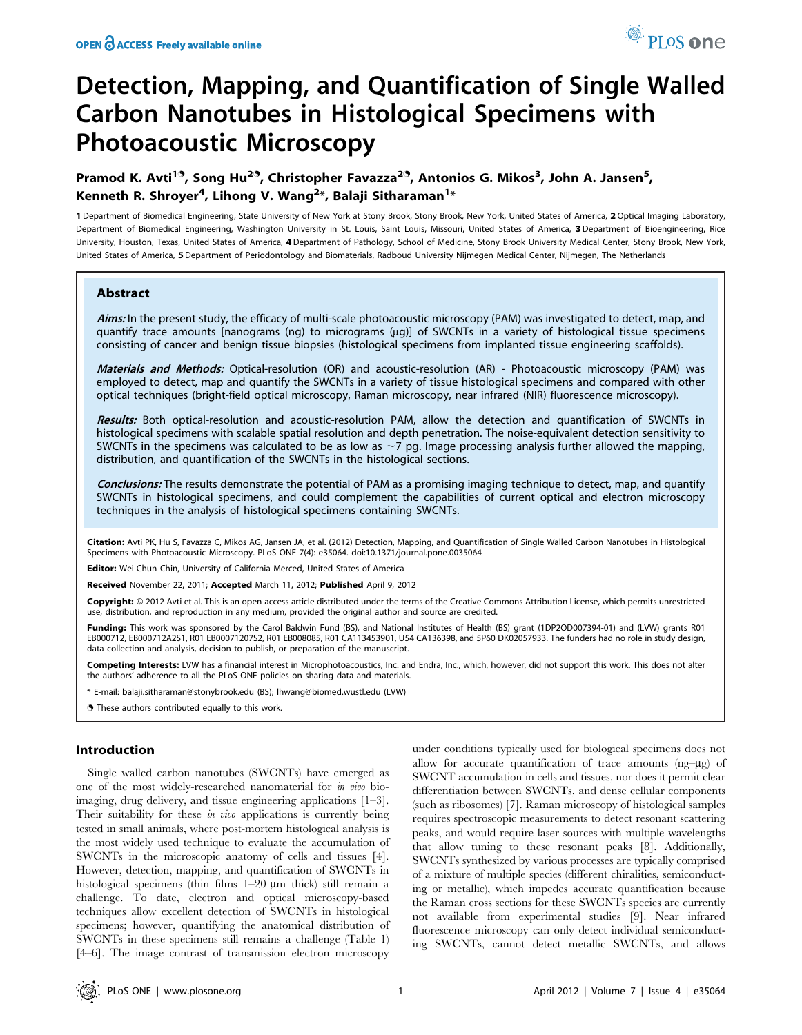# Detection, Mapping, and Quantification of Single Walled Carbon Nanotubes in Histological Specimens with Photoacoustic Microscopy

**Pramod K. Avti[1,¶], Song Hu[2,¶], Christopher Favazza[2,¶], Antonios G. Mikos[3], John A. Jansen[5], Kenneth R. Shroyer[4], Lihong V. Wang[2]\*, Balaji Sitharaman[1]\***

1 Department of Biomedical Engineering, State University of New York at Stony Brook, Stony Brook, New York, United States of America, 2 Optical Imaging Laboratory, Department of Biomedical Engineering, Washington University in St. Louis, Saint Louis, Missouri, United States of America, 3 Department of Bioengineering, Rice University, Houston, Texas, United States of America, 4 Department of Pathology, School of Medicine, Stony Brook University Medical Center, Stony Brook, New York, United States of America, 5 Department of Periodontology and Biomaterials, Radboud University Nijmegen Medical Center, Nijmegen, The Netherlands

## Abstract

***Aims:*** In the present study, the efficacy of multi-scale photoacoustic microscopy (PAM) was investigated to detect, map, and quantify trace amounts [nanograms (ng) to micrograms (µg)] of SWCNTs in a variety of histological tissue specimens consisting of cancer and benign tissue biopsies (histological specimens from implanted tissue engineering scaffolds).

***Materials and Methods:*** Optical-resolution (OR) and acoustic-resolution (AR) - Photoacoustic microscopy (PAM) was employed to detect, map and quantify the SWCNTs in a variety of tissue histological specimens and compared with other optical techniques (bright-field optical microscopy, Raman microscopy, near infrared (NIR) fluorescence microscopy).

***Results:*** Both optical-resolution and acoustic-resolution PAM, allow the detection and quantification of SWCNTs in histological specimens with scalable spatial resolution and depth penetration. The noise-equivalent detection sensitivity to SWCNTs in the specimens was calculated to be as low as ~7 pg. Image processing analysis further allowed the mapping, distribution, and quantification of the SWCNTs in the histological sections.

***Conclusions:*** The results demonstrate the potential of PAM as a promising imaging technique to detect, map, and quantify SWCNTs in histological specimens, and could complement the capabilities of current optical and electron microscopy techniques in the analysis of histological specimens containing SWCNTs.

**Citation:** Avti PK, Hu S, Favazza C, Mikos AG, Jansen JA, et al. (2012) Detection, Mapping, and Quantification of Single Walled Carbon Nanotubes in Histological Specimens with Photoacoustic Microscopy. PLoS ONE 7(4): e35064. doi:10.1371/journal.pone.0035064

**Editor:** Wei-Chun Chin, University of California Merced, United States of America

**Received** November 22, 2011; **Accepted** March 11, 2012; **Published** April 9, 2012

**Copyright:** © 2012 Avti et al. This is an open-access article distributed under the terms of the Creative Commons Attribution License, which permits unrestricted use, distribution, and reproduction in any medium, provided the original author and source are credited.

**Funding:** This work was sponsored by the Carol Baldwin Fund (BS), and National Institutes of Health (BS) grant (1DP2OD007394-01) and (LVW) grants R01 EB000712, EB000712A2S1, R01 EB00071207S2, R01 EB008085, R01 CA113453901, U54 CA136398, and 5P60 DK02057933. The funders had no role in study design, data collection and analysis, decision to publish, or preparation of the manuscript.

**Competing Interests:** LVW has a financial interest in Microphotoacoustics, Inc. and Endra, Inc., which, however, did not support this work. This does not alter the authors' adherence to all the PLoS ONE policies on sharing data and materials.

\* E-mail: balaji.sitharaman@stonybrook.edu (BS); lhwang@biomed.wustl.edu (LVW)

¶ These authors contributed equally to this work.

## Introduction

Single walled carbon nanotubes (SWCNTs) have emerged as one of the most widely-researched nanomaterial for *in vivo* bioimaging, drug delivery, and tissue engineering applications [1–3]. Their suitability for these *in vivo* applications is currently being tested in small animals, where post-mortem histological analysis is the most widely used technique to evaluate the accumulation of SWCNTs in the microscopic anatomy of cells and tissues [4]. However, detection, mapping, and quantification of SWCNTs in histological specimens (thin films 1–20 µm thick) still remain a challenge. To date, electron and optical microscopy-based techniques allow excellent detection of SWCNTs in histological specimens; however, quantifying the anatomical distribution of SWCNTs in these specimens still remains a challenge (Table 1) [4–6]. The image contrast of transmission electron microscopy under conditions typically used for biological specimens does not allow for accurate quantification of trace amounts (ng–µg) of SWCNT accumulation in cells and tissues, nor does it permit clear differentiation between SWCNTs, and dense cellular components (such as ribosomes) [7]. Raman microscopy of histological samples requires spectroscopic measurements to detect resonant scattering peaks, and would require laser sources with multiple wavelengths that allow tuning to these resonant peaks [8]. Additionally, SWCNTs synthesized by various processes are typically comprised of a mixture of multiple species (different chiralities, semiconducting or metallic), which impedes accurate quantification because the Raman cross sections for these SWCNTs species are currently not available from experimental studies [9]. Near infrared fluorescence microscopy can only detect individual semiconducting SWCNTs, cannot detect metallic SWCNTs, and allows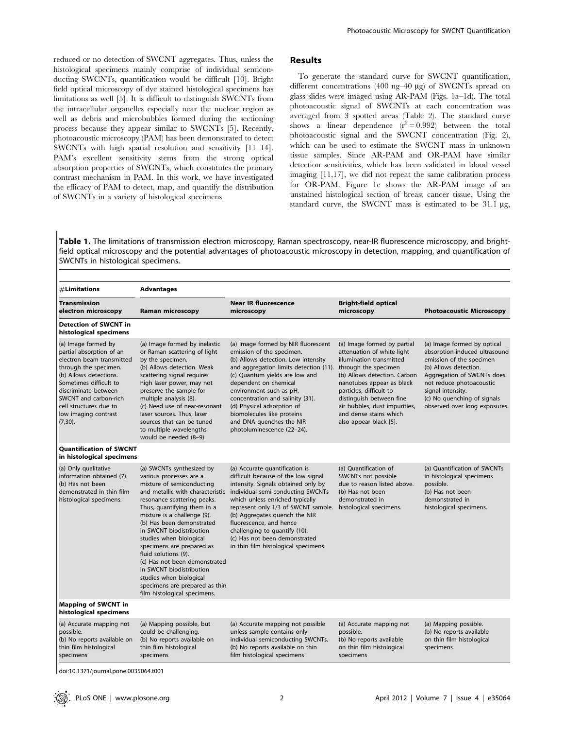reduced or no detection of SWCNT aggregates. Thus, unless the histological specimens mainly comprise of individual semiconducting SWCNTs, quantification would be difficult [10]. Bright field optical microscopy of dye stained histological specimens has limitations as well [5]. It is difficult to distinguish SWCNTs from the intracellular organelles especially near the nuclear region as well as debris and microbubbles formed during the sectioning process because they appear similar to SWCNTs [5]. Recently, photoacoustic microscopy (PAM) has been demonstrated to detect SWCNTs with high spatial resolution and sensitivity [11–14]. PAM's excellent sensitivity stems from the strong optical absorption properties of SWCNTs, which constitutes the primary contrast mechanism in PAM. In this work, we have investigated the efficacy of PAM to detect, map, and quantify the distribution of SWCNTs in a variety of histological specimens.

## Results

To generate the standard curve for SWCNT quantification, different concentrations (400 ng–40 μg) of SWCNTs spread on glass slides were imaged using AR-PAM (Figs. 1a–1d). The total photoacoustic signal of SWCNTs at each concentration was averaged from 3 spotted areas (Table 2). The standard curve shows a linear dependence ($r^2 = 0.992$) between the total photoacoustic signal and the SWCNT concentration (Fig. 2), which can be used to estimate the SWCNT mass in unknown tissue samples. Since AR-PAM and OR-PAM have similar detection sensitivities, which has been validated in blood vessel imaging [11,17], we did not repeat the same calibration process for OR-PAM. Figure 1e shows the AR-PAM image of an unstained histological section of breast cancer tissue. Using the standard curve, the SWCNT mass is estimated to be 31.1 μg,

**Table 1.** The limitations of transmission electron microscopy, Raman spectroscopy, near-IR fluorescence microscopy, and bright-field optical microscopy and the potential advantages of photoacoustic microscopy in detection, mapping, and quantification of SWCNTs in histological specimens.

| #Limitations | Advantages | | | |
|---|---|---|---|---|
| **Transmission electron microscopy** | **Raman microscopy** | **Near IR fluorescence microscopy** | **Bright-field optical microscopy** | **Photoacoustic Microscopy** |
| **Detection of SWCNT in histological specimens** | | | | |
| (a) Image formed by partial absorption of an electron beam transmitted through the specimen. (b) Allows detections. Sometimes difficult to discriminate between SWCNT and carbon-rich cell structures due to low imaging contrast (7,30). | (a) Image formed by inelastic or Raman scattering of light by the specimen. (b) Allows detection. Weak scattering signal requires high laser power, may not preserve the sample for multiple analysis (8). (c) Need use of near-resonant laser sources. Thus, laser sources that can be tuned to multiple wavelengths would be needed (8–9) | (a) Image formed by NIR fluorescent emission of the specimen. (b) Allows detection. Low intensity and aggregation limits detection (11). (c) Quantum yields are low and dependent on chemical environment such as pH, concentration and salinity (31). (d) Physical adsorption of biomolecules like proteins and DNA quenches the NIR photoluminescence (22–24). | (a) Image formed by partial attenuation of white-light illumination transmitted through the specimen (b) Allows detection. Carbon nanotubes appear as black particles, difficult to distinguish between fine air bubbles, dust impurities, and dense stains which also appear black [5]. | (a) Image formed by optical absorption-induced ultrasound emission of the specimen (b) Allows detection. Aggregation of SWCNTs does not reduce photoacoustic signal intensity. (c) No quenching of signals observed over long exposures. |
| **Quantification of SWCNT in histological specimens** | | | | |
| (a) Only qualitative information obtained (7). (b) Has not been demonstrated in thin film histological specimens. | (a) SWCNTs synthesized by various processes are a mixture of semiconducting and metallic with characteristic resonance scattering peaks. Thus, quantifying them in a mixture is a challenge (9). (b) Has been demonstrated in SWCNT biodistribution studies when biological specimens are prepared as fluid solutions (9). (c) Has not been demonstrated in SWCNT biodistribution studies when biological specimens are prepared as thin film histological specimens. | (a) Accurate quantification is difficult because of the low signal intensity. Signals obtained only by individual semi-conducting SWCNTs which unless enriched typically represent only 1/3 of SWCNT sample. (b) Aggregates quench the NIR fluorescence, and hence challenging to quantify (10). (c) Has not been demonstrated in thin film histological specimens. | (a) Quantification of SWCNTs not possible due to reason listed above. (b) Has not been demonstrated in histological specimens. | (a) Quantification of SWCNTs in histological specimens possible. (b) Has not been demonstrated in histological specimens. |
| **Mapping of SWCNT in histological specimens** | | | | |
| (a) Accurate mapping not possible. (b) No reports available on thin film histological specimens | (a) Mapping possible, but could be challenging. (b) No reports available on thin film histological specimens | (a) Accurate mapping not possible unless sample contains only individual semiconducting SWCNTs. (b) No reports available on thin film histological specimens | (a) Accurate mapping not possible. (b) No reports available on thin film histological specimens | (a) Mapping possible. (b) No reports available on thin film histological specimens |

doi:10.1371/journal.pone.0035064.t001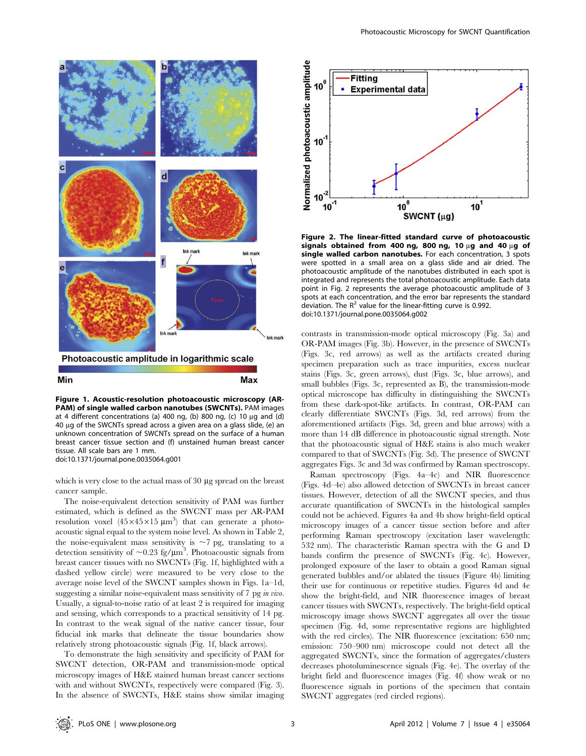**Figure 1. Acoustic-resolution photoacoustic microscopy (AR-PAM) of single walled carbon nanotubes (SWCNTs).** PAM images at 4 different concentrations (a) 400 ng, (b) 800 ng, (c) 10 µg and (d) 40 µg of the SWCNTs spread across a given area on a glass slide, (e) an unknown concentration of SWCNTs spread on the surface of a human breast cancer tissue section and (f) unstained human breast cancer tissue. All scale bars are 1 mm.
doi:10.1371/journal.pone.0035064.g001

which is very close to the actual mass of 30 µg spread on the breast cancer sample.

The noise-equivalent detection sensitivity of PAM was further estimated, which is defined as the SWCNT mass per AR-PAM resolution voxel ($45 \times 45 \times 15\ \mu m^3$) that can generate a photoacoustic signal equal to the system noise level. As shown in Table 2, the noise-equivalent mass sensitivity is ~7 pg, translating to a detection sensitivity of ~0.23 fg/$\mu m^3$. Photoacoustic signals from breast cancer tissues with no SWCNTs (Fig. 1f, highlighted with a dashed yellow circle) were measured to be very close to the average noise level of the SWCNT samples shown in Figs. 1a–1d, suggesting a similar noise-equivalent mass sensitivity of 7 pg *in vivo*. Usually, a signal-to-noise ratio of at least 2 is required for imaging and sensing, which corresponds to a practical sensitivity of 14 pg. In contrast to the weak signal of the native cancer tissue, four fiducial ink marks that delineate the tissue boundaries show relatively strong photoacoustic signals (Fig. 1f, black arrows).

To demonstrate the high sensitivity and specificity of PAM for SWCNT detection, OR-PAM and transmission-mode optical microscopy images of H&E stained human breast cancer sections with and without SWCNTs, respectively were compared (Fig. 3). In the absence of SWCNTs, H&E stains show similar imaging contrasts in transmission-mode optical microscopy (Fig. 3a) and OR-PAM images (Fig. 3b). However, in the presence of SWCNTs (Figs. 3c, red arrows) as well as the artifacts created during specimen preparation such as trace impurities, excess nuclear stains (Figs. 3c, green arrows), dust (Figs. 3c, blue arrows), and small bubbles (Figs. 3c, represented as B), the transmission-mode optical microscope has difficulty in distinguishing the SWCNTs from these dark-spot-like artifacts. In contrast, OR-PAM can clearly differentiate SWCNTs (Figs. 3d, red arrows) from the aforementioned artifacts (Figs. 3d, green and blue arrows) with a more than 14 dB difference in photoacoustic signal strength. Note that the photoacoustic signal of H&E stains is also much weaker compared to that of SWCNTs (Fig. 3d). The presence of SWCNT aggregates Figs. 3c and 3d was confirmed by Raman spectroscopy.

**Figure 2. The linear-fitted standard curve of photoacoustic signals obtained from 400 ng, 800 ng, 10 µg and 40 µg of single walled carbon nanotubes.** For each concentration, 3 spots were spotted in a small area on a glass slide and air dried. The photoacoustic amplitude of the nanotubes distributed in each spot is integrated and represents the total photoacoustic amplitude. Each data point in Fig. 2 represents the average photoacoustic amplitude of 3 spots at each concentration, and the error bar represents the standard deviation. The $R^2$ value for the linear-fitting curve is 0.992.
doi:10.1371/journal.pone.0035064.g002

Raman spectroscopy (Figs. 4a–4c) and NIR fluorescence (Figs. 4d–4e) also allowed detection of SWCNTs in breast cancer tissues. However, detection of all the SWCNT species, and thus accurate quantification of SWCNTs in the histological samples could not be achieved. Figures 4a and 4b show bright-field optical microscopy images of a cancer tissue section before and after performing Raman spectroscopy (excitation laser wavelength: 532 nm). The characteristic Raman spectra with the G and D bands confirm the presence of SWCNTs (Fig. 4c). However, prolonged exposure of the laser to obtain a good Raman signal generated bubbles and/or ablated the tissues (Figure 4b) limiting their use for continuous or repetitive studies. Figures 4d and 4e show the bright-field, and NIR fluorescence images of breast cancer tissues with SWCNTs, respectively. The bright-field optical microscopy image shows SWCNT aggregates all over the tissue specimen (Fig. 4d), some representative regions are highlighted with the red circles). The NIR fluorescence (excitation: 650 nm; emission: 750–900 nm) microscope could not detect all the aggregated SWCNTs, since the formation of aggregates/clusters decreases photoluminescence signals (Fig. 4e). The overlay of the bright field and fluorescence images (Fig. 4f) show weak or no fluorescence signals in portions of the specimen that contain SWCNT aggregates (red circled regions).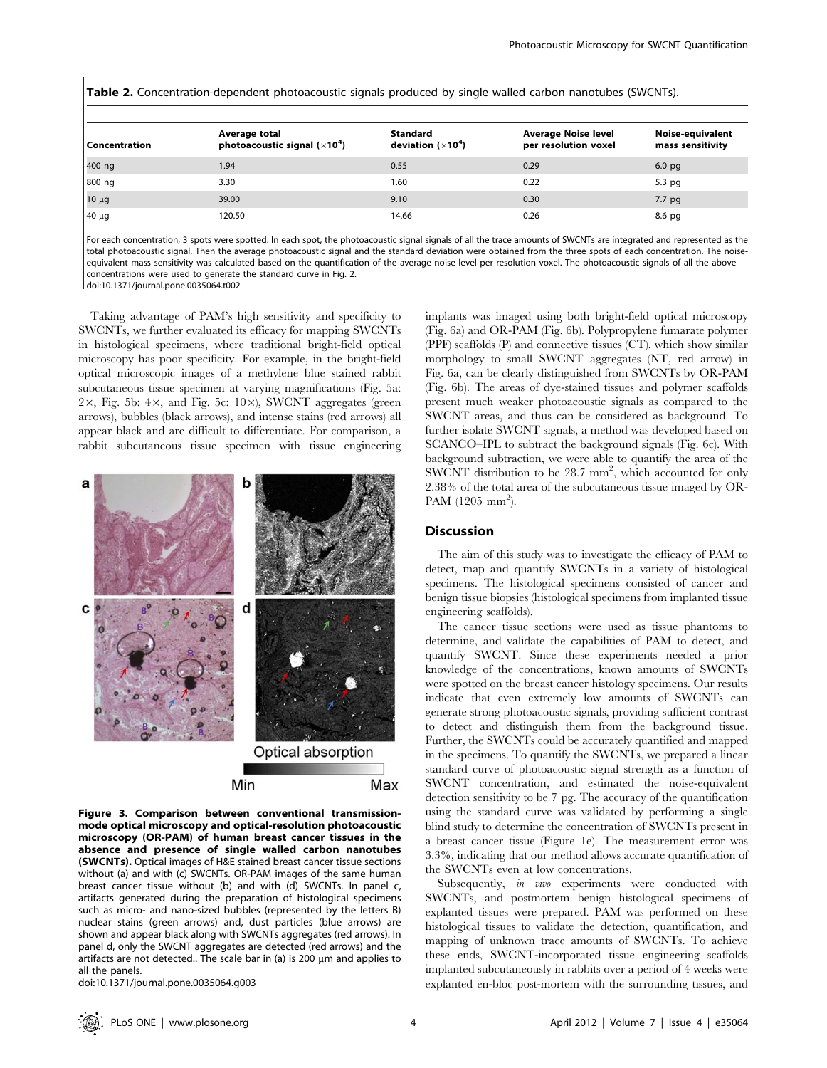**Table 2.** Concentration-dependent photoacoustic signals produced by single walled carbon nanotubes (SWCNTs).

| Concentration | Average total photoacoustic signal ($\times 10^4$) | Standard deviation ($\times 10^4$) | Average Noise level per resolution voxel | Noise-equivalent mass sensitivity |
|---|---|---|---|---|
| 400 ng | 1.94 | 0.55 | 0.29 | 6.0 pg |
| 800 ng | 3.30 | 1.60 | 0.22 | 5.3 pg |
| 10 µg | 39.00 | 9.10 | 0.30 | 7.7 pg |
| 40 µg | 120.50 | 14.66 | 0.26 | 8.6 pg |

For each concentration, 3 spots were spotted. In each spot, the photoacoustic signal signals of all the trace amounts of SWCNTs are integrated and represented as the total photoacoustic signal. Then the average photoacoustic signal and the standard deviation were obtained from the three spots of each concentration. The noise-equivalent mass sensitivity was calculated based on the quantification of the average noise level per resolution voxel. The photoacoustic signals of all the above concentrations were used to generate the standard curve in Fig. 2.

doi:10.1371/journal.pone.0035064.t002

Taking advantage of PAM's high sensitivity and specificity to SWCNTs, we further evaluated its efficacy for mapping SWCNTs in histological specimens, where traditional bright-field optical microscopy has poor specificity. For example, in the bright-field optical microscopic images of a methylene blue stained rabbit subcutaneous tissue specimen at varying magnifications (Fig. 5a: 2×, Fig. 5b: 4×, and Fig. 5c: 10×), SWCNT aggregates (green arrows), bubbles (black arrows), and intense stains (red arrows) all appear black and are difficult to differentiate. For comparison, a rabbit subcutaneous tissue specimen with tissue engineering implants was imaged using both bright-field optical microscopy (Fig. 6a) and OR-PAM (Fig. 6b). Polypropylene fumarate polymer (PPF) scaffolds (P) and connective tissues (CT), which show similar morphology to small SWCNT aggregates (NT, red arrow) in Fig. 6a, can be clearly distinguished from SWCNTs by OR-PAM (Fig. 6b). The areas of dye-stained tissues and polymer scaffolds present much weaker photoacoustic signals as compared to the SWCNT areas, and thus can be considered as background. To further isolate SWCNT signals, a method was developed based on SCANCO–IPL to subtract the background signals (Fig. 6c). With background subtraction, we were able to quantify the area of the SWCNT distribution to be 28.7 mm$^2$, which accounted for only 2.38% of the total area of the subcutaneous tissue imaged by OR-PAM (1205 mm$^2$).

**Figure 3. Comparison between conventional transmission-mode optical microscopy and optical-resolution photoacoustic microscopy (OR-PAM) of human breast cancer tissues in the absence and presence of single walled carbon nanotubes (SWCNTs).** Optical images of H&E stained breast cancer tissue sections without (a) and with (c) SWCNTs. OR-PAM images of the same human breast cancer tissue without (b) and with (d) SWCNTs. In panel c, artifacts generated during the preparation of histological specimens such as micro- and nano-sized bubbles (represented by the letters B) nuclear stains (green arrows) and, dust particles (blue arrows) are shown and appear black along with SWCNTs aggregates (red arrows). In panel d, only the SWCNT aggregates are detected (red arrows) and the artifacts are not detected.. The scale bar in (a) is 200 µm and applies to all the panels.

doi:10.1371/journal.pone.0035064.g003

## Discussion

The aim of this study was to investigate the efficacy of PAM to detect, map and quantify SWCNTs in a variety of histological specimens. The histological specimens consisted of cancer and benign tissue biopsies (histological specimens from implanted tissue engineering scaffolds).

The cancer tissue sections were used as tissue phantoms to determine, and validate the capabilities of PAM to detect, and quantify SWCNT. Since these experiments needed a prior knowledge of the concentrations, known amounts of SWCNTs were spotted on the breast cancer histology specimens. Our results indicate that even extremely low amounts of SWCNTs can generate strong photoacoustic signals, providing sufficient contrast to detect and distinguish them from the background tissue. Further, the SWCNTs could be accurately quantified and mapped in the specimens. To quantify the SWCNTs, we prepared a linear standard curve of photoacoustic signal strength as a function of SWCNT concentration, and estimated the noise-equivalent detection sensitivity to be 7 pg. The accuracy of the quantification using the standard curve was validated by performing a single blind study to determine the concentration of SWCNTs present in a breast cancer tissue (Figure 1e). The measurement error was 3.3%, indicating that our method allows accurate quantification of the SWCNTs even at low concentrations.

Subsequently, *in vivo* experiments were conducted with SWCNTs, and postmortem benign histological specimens of explanted tissues were prepared. PAM was performed on these histological tissues to validate the detection, quantification, and mapping of unknown trace amounts of SWCNTs. To achieve these ends, SWCNT-incorporated tissue engineering scaffolds implanted subcutaneously in rabbits over a period of 4 weeks were explanted en-bloc post-mortem with the surrounding tissues, and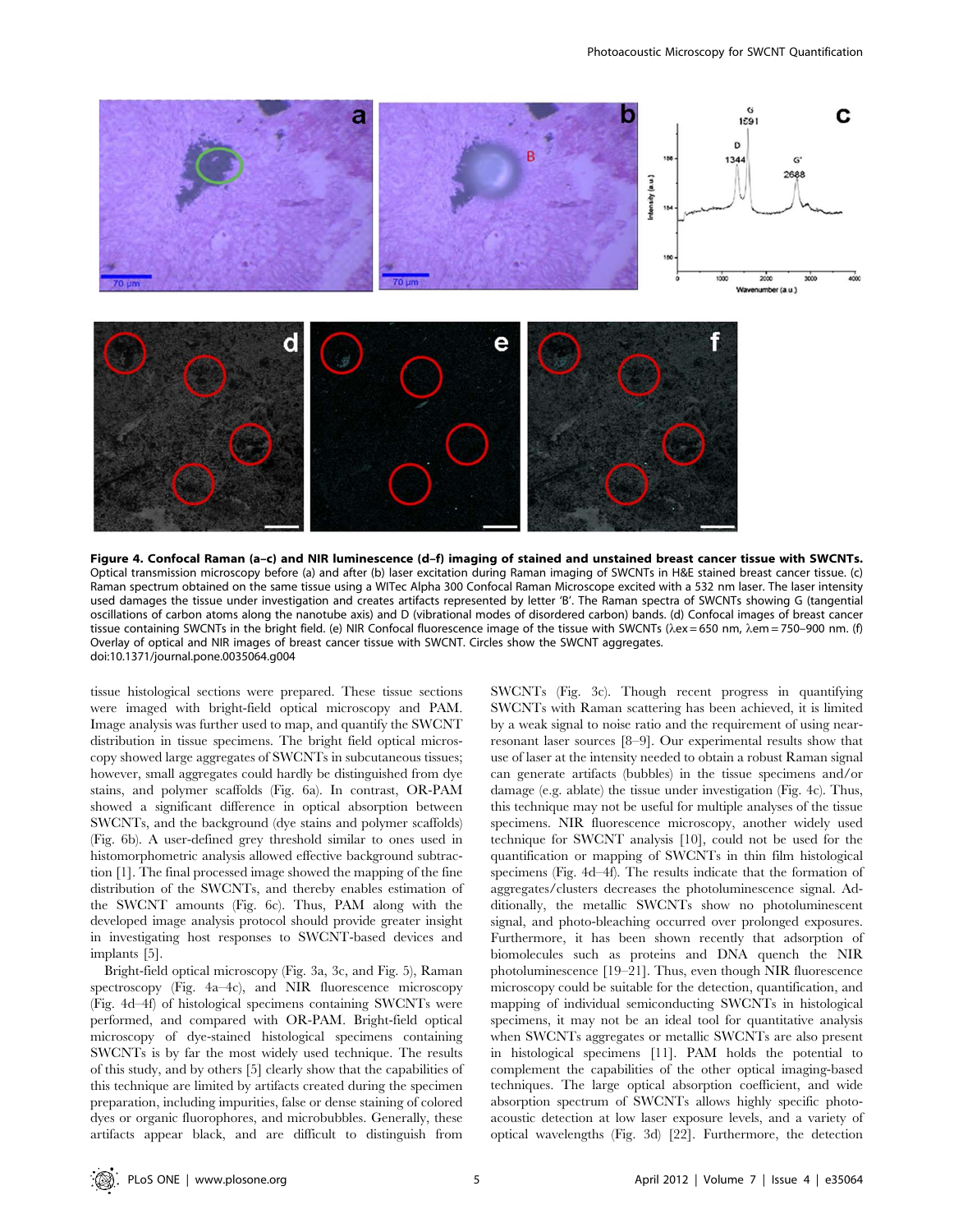**Figure 4. Confocal Raman (a–c) and NIR luminescence (d–f) imaging of stained and unstained breast cancer tissue with SWCNTs.** Optical transmission microscopy before (a) and after (b) laser excitation during Raman imaging of SWCNTs in H&E stained breast cancer tissue. (c) Raman spectrum obtained on the same tissue using a WITec Alpha 300 Confocal Raman Microscope excited with a 532 nm laser. The laser intensity used damages the tissue under investigation and creates artifacts represented by letter 'B'. The Raman spectra of SWCNTs showing G (tangential oscillations of carbon atoms along the nanotube axis) and D (vibrational modes of disordered carbon) bands. (d) Confocal images of breast cancer tissue containing SWCNTs in the bright field. (e) NIR Confocal fluorescence image of the tissue with SWCNTs ($\lambda ex = 650$ nm, $\lambda em = 750–900$ nm. (f) Overlay of optical and NIR images of breast cancer tissue with SWCNT. Circles show the SWCNT aggregates.
doi:10.1371/journal.pone.0035064.g004

tissue histological sections were prepared. These tissue sections were imaged with bright-field optical microscopy and PAM. Image analysis was further used to map, and quantify the SWCNT distribution in tissue specimens. The bright field optical microscopy showed large aggregates of SWCNTs in subcutaneous tissues; however, small aggregates could hardly be distinguished from dye stains, and polymer scaffolds (Fig. 6a). In contrast, OR-PAM showed a significant difference in optical absorption between SWCNTs, and the background (dye stains and polymer scaffolds) (Fig. 6b). A user-defined grey threshold similar to ones used in histomorphometric analysis allowed effective background subtraction [1]. The final processed image showed the mapping of the fine distribution of the SWCNTs, and thereby enables estimation of the SWCNT amounts (Fig. 6c). Thus, PAM along with the developed image analysis protocol should provide greater insight in investigating host responses to SWCNT-based devices and implants [5].

Bright-field optical microscopy (Fig. 3a, 3c, and Fig. 5), Raman spectroscopy (Fig. 4a–4c), and NIR fluorescence microscopy (Fig. 4d–4f) of histological specimens containing SWCNTs were performed, and compared with OR-PAM. Bright-field optical microscopy of dye-stained histological specimens containing SWCNTs is by far the most widely used technique. The results of this study, and by others [5] clearly show that the capabilities of this technique are limited by artifacts created during the specimen preparation, including impurities, false or dense staining of colored dyes or organic fluorophores, and microbubbles. Generally, these artifacts appear black, and are difficult to distinguish from SWCNTs (Fig. 3c). Though recent progress in quantifying SWCNTs with Raman scattering has been achieved, it is limited by a weak signal to noise ratio and the requirement of using near-resonant laser sources [8–9]. Our experimental results show that use of laser at the intensity needed to obtain a robust Raman signal can generate artifacts (bubbles) in the tissue specimens and/or damage (e.g. ablate) the tissue under investigation (Fig. 4c). Thus, this technique may not be useful for multiple analyses of the tissue specimens. NIR fluorescence microscopy, another widely used technique for SWCNT analysis [10], could not be used for the quantification or mapping of SWCNTs in thin film histological specimens (Fig. 4d–4f). The results indicate that the formation of aggregates/clusters decreases the photoluminescence signal. Additionally, the metallic SWCNTs show no photoluminescent signal, and photo-bleaching occurred over prolonged exposures. Furthermore, it has been shown recently that adsorption of biomolecules such as proteins and DNA quench the NIR photoluminescence [19–21]. Thus, even though NIR fluorescence microscopy could be suitable for the detection, quantification, and mapping of individual semiconducting SWCNTs in histological specimens, it may not be an ideal tool for quantitative analysis when SWCNTs aggregates or metallic SWCNTs are also present in histological specimens [11]. PAM holds the potential to complement the capabilities of the other optical imaging-based techniques. The large optical absorption coefficient, and wide absorption spectrum of SWCNTs allows highly specific photoacoustic detection at low laser exposure levels, and a variety of optical wavelengths (Fig. 3d) [22]. Furthermore, the detection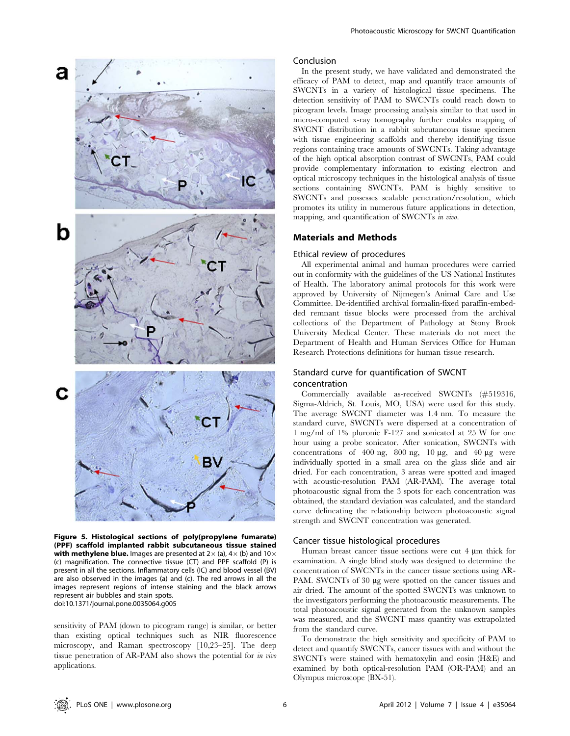**Figure 5. Histological sections of poly(propylene fumarate) (PPF) scaffold implanted rabbit subcutaneous tissue stained with methylene blue.** Images are presented at 2× (a), 4× (b) and 10× (c) magnification. The connective tissue (CT) and PPF scaffold (P) is present in all the sections. Inflammatory cells (IC) and blood vessel (BV) are also observed in the images (a) and (c). The red arrows in all the images represent regions of intense staining and the black arrows represent air bubbles and stain spots.
doi:10.1371/journal.pone.0035064.g005

sensitivity of PAM (down to picogram range) is similar, or better than existing optical techniques such as NIR fluorescence microscopy, and Raman spectroscopy [10,23–25]. The deep tissue penetration of AR-PAM also shows the potential for *in vivo* applications.

## Conclusion

In the present study, we have validated and demonstrated the efficacy of PAM to detect, map and quantify trace amounts of SWCNTs in a variety of histological tissue specimens. The detection sensitivity of PAM to SWCNTs could reach down to picogram levels. Image processing analysis similar to that used in micro-computed x-ray tomography further enables mapping of SWCNT distribution in a rabbit subcutaneous tissue specimen with tissue engineering scaffolds and thereby identifying tissue regions containing trace amounts of SWCNTs. Taking advantage of the high optical absorption contrast of SWCNTs, PAM could provide complementary information to existing electron and optical microscopy techniques in the histological analysis of tissue sections containing SWCNTs. PAM is highly sensitive to SWCNTs and possesses scalable penetration/resolution, which promotes its utility in numerous future applications in detection, mapping, and quantification of SWCNTs *in vivo*.

## Materials and Methods

### Ethical review of procedures

All experimental animal and human procedures were carried out in conformity with the guidelines of the US National Institutes of Health. The laboratory animal protocols for this work were approved by University of Nijmegen's Animal Care and Use Committee. De-identified archival formalin-fixed paraffin-embedded remnant tissue blocks were processed from the archival collections of the Department of Pathology at Stony Brook University Medical Center. These materials do not meet the Department of Health and Human Services Office for Human Research Protections definitions for human tissue research.

### Standard curve for quantification of SWCNT concentration

Commercially available as-received SWCNTs (#519316, Sigma-Aldrich, St. Louis, MO, USA) were used for this study. The average SWCNT diameter was 1.4 nm. To measure the standard curve, SWCNTs were dispersed at a concentration of 1 mg/ml of 1% pluronic F-127 and sonicated at 25 W for one hour using a probe sonicator. After sonication, SWCNTs with concentrations of 400 ng, 800 ng, 10 µg, and 40 µg were individually spotted in a small area on the glass slide and air dried. For each concentration, 3 areas were spotted and imaged with acoustic-resolution PAM (AR-PAM). The average total photoacoustic signal from the 3 spots for each concentration was obtained, the standard deviation was calculated, and the standard curve delineating the relationship between photoacoustic signal strength and SWCNT concentration was generated.

### Cancer tissue histological procedures

Human breast cancer tissue sections were cut 4 µm thick for examination. A single blind study was designed to determine the concentration of SWCNTs in the cancer tissue sections using AR-PAM. SWCNTs of 30 µg were spotted on the cancer tissues and air dried. The amount of the spotted SWCNTs was unknown to the investigators performing the photoacoustic measurements. The total photoacoustic signal generated from the unknown samples was measured, and the SWCNT mass quantity was extrapolated from the standard curve.

To demonstrate the high sensitivity and specificity of PAM to detect and quantify SWCNTs, cancer tissues with and without the SWCNTs were stained with hematoxylin and eosin (H&E) and examined by both optical-resolution PAM (OR-PAM) and an Olympus microscope (BX-51).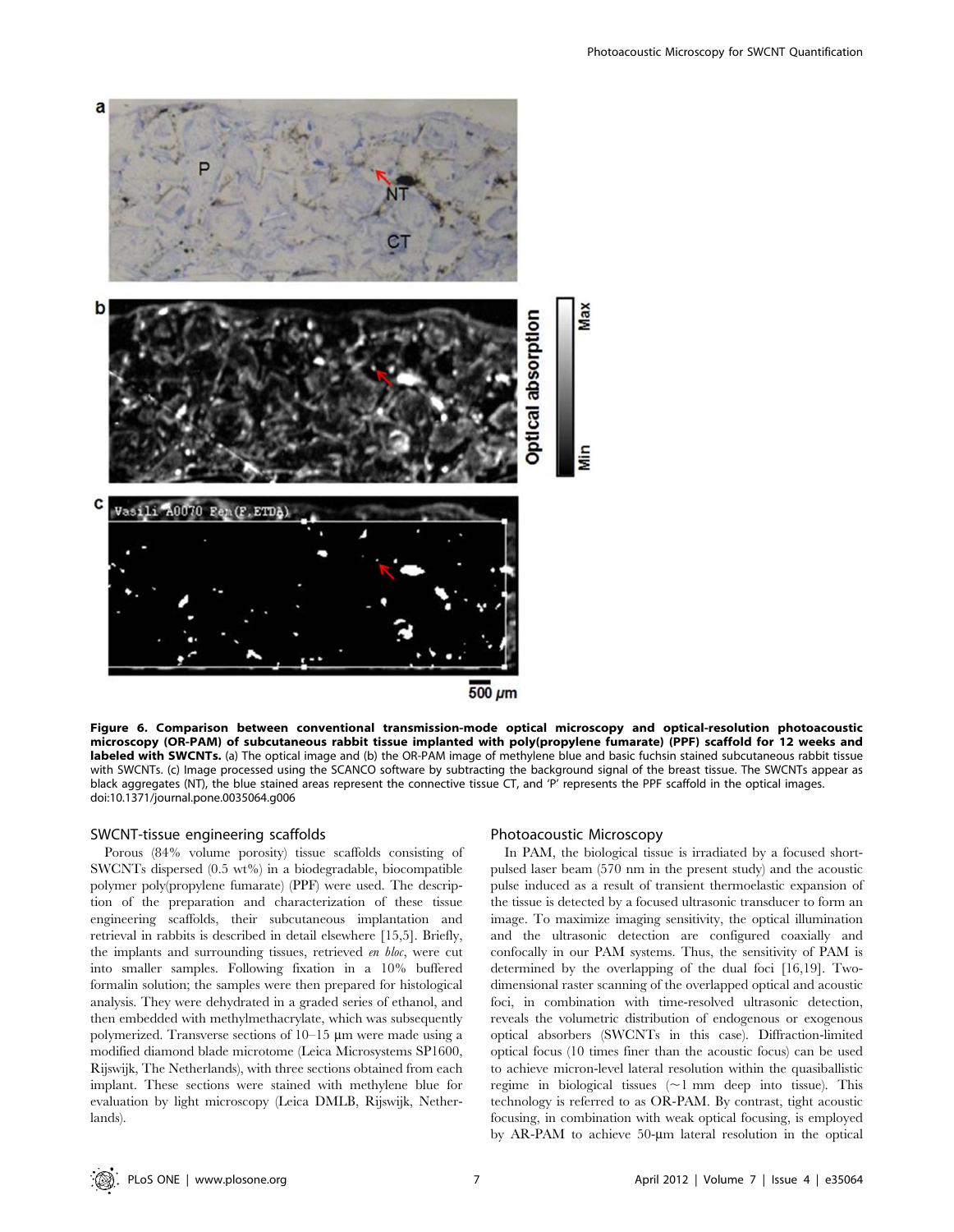**Figure 6. Comparison between conventional transmission-mode optical microscopy and optical-resolution photoacoustic microscopy (OR-PAM) of subcutaneous rabbit tissue implanted with poly(propylene fumarate) (PPF) scaffold for 12 weeks and labeled with SWCNTs.** (a) The optical image and (b) the OR-PAM image of methylene blue and basic fuchsin stained subcutaneous rabbit tissue with SWCNTs. (c) Image processed using the SCANCO software by subtracting the background signal of the breast tissue. The SWCNTs appear as black aggregates (NT), the blue stained areas represent the connective tissue CT, and 'P' represents the PPF scaffold in the optical images.
doi:10.1371/journal.pone.0035064.g006

### SWCNT-tissue engineering scaffolds

Porous (84% volume porosity) tissue scaffolds consisting of SWCNTs dispersed (0.5 wt%) in a biodegradable, biocompatible polymer poly(propylene fumarate) (PPF) were used. The description of the preparation and characterization of these tissue engineering scaffolds, their subcutaneous implantation and retrieval in rabbits is described in detail elsewhere [15,5]. Briefly, the implants and surrounding tissues, retrieved *en bloc*, were cut into smaller samples. Following fixation in a 10% buffered formalin solution; the samples were then prepared for histological analysis. They were dehydrated in a graded series of ethanol, and then embedded with methylmethacrylate, which was subsequently polymerized. Transverse sections of 10–15 µm were made using a modified diamond blade microtome (Leica Microsystems SP1600, Rijswijk, The Netherlands), with three sections obtained from each implant. These sections were stained with methylene blue for evaluation by light microscopy (Leica DMLB, Rijswijk, Netherlands).

### Photoacoustic Microscopy

In PAM, the biological tissue is irradiated by a focused short-pulsed laser beam (570 nm in the present study) and the acoustic pulse induced as a result of transient thermoelastic expansion of the tissue is detected by a focused ultrasonic transducer to form an image. To maximize imaging sensitivity, the optical illumination and the ultrasonic detection are configured coaxially and confocally in our PAM systems. Thus, the sensitivity of PAM is determined by the overlapping of the dual foci [16,19]. Two-dimensional raster scanning of the overlapped optical and acoustic foci, in combination with time-resolved ultrasonic detection, reveals the volumetric distribution of endogenous or exogenous optical absorbers (SWCNTs in this case). Diffraction-limited optical focus (10 times finer than the acoustic focus) can be used to achieve micron-level lateral resolution within the quasiballistic regime in biological tissues (~1 mm deep into tissue). This technology is referred to as OR-PAM. By contrast, tight acoustic focusing, in combination with weak optical focusing, is employed by AR-PAM to achieve 50-µm lateral resolution in the optical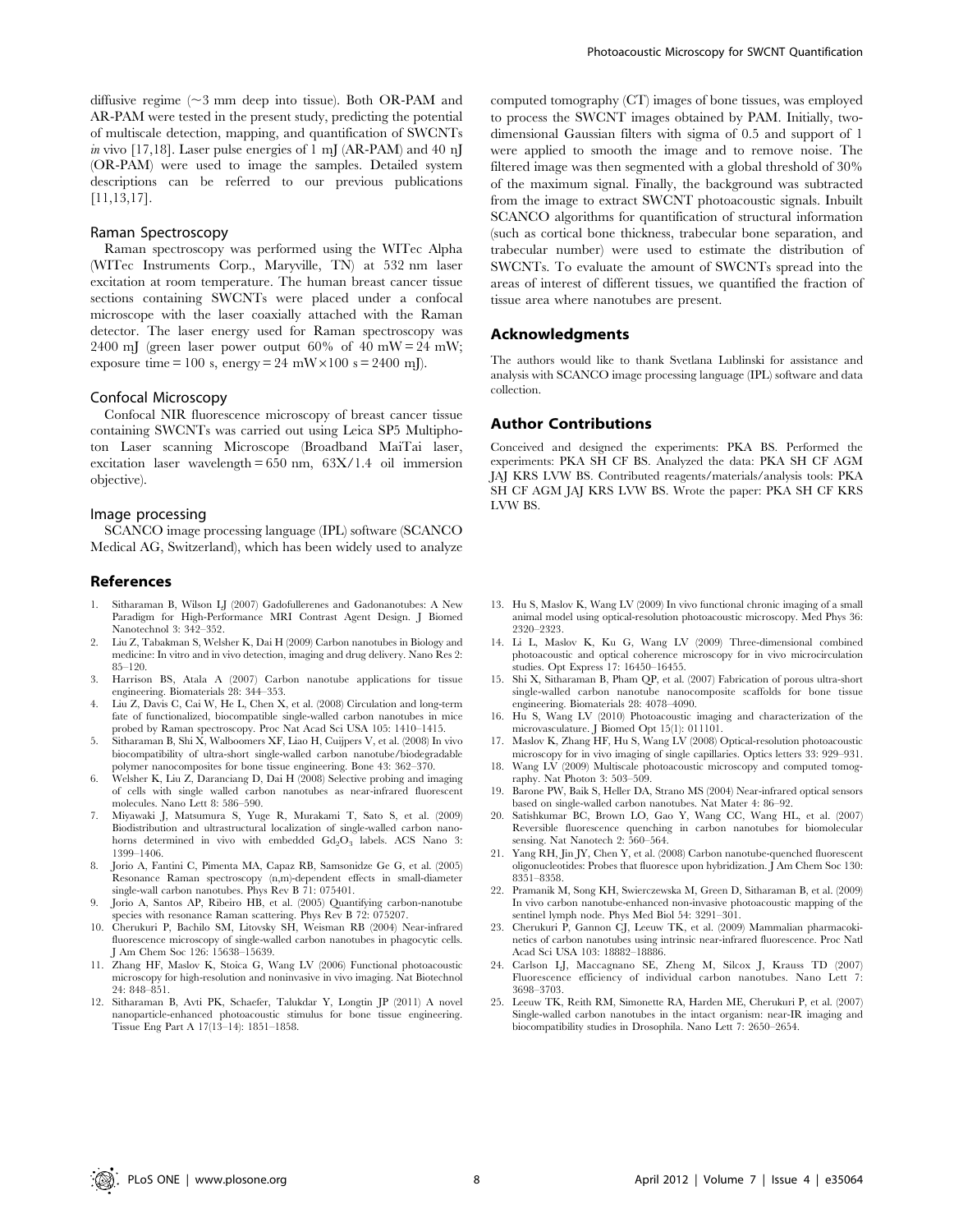diffusive regime (~3 mm deep into tissue). Both OR-PAM and AR-PAM were tested in the present study, predicting the potential of multiscale detection, mapping, and quantification of SWCNTs *in* vivo [17,18]. Laser pulse energies of 1 mJ (AR-PAM) and 40 nJ (OR-PAM) were used to image the samples. Detailed system descriptions can be referred to our previous publications [11,13,17].

### Raman Spectroscopy

Raman spectroscopy was performed using the WITec Alpha (WITec Instruments Corp., Maryville, TN) at 532 nm laser excitation at room temperature. The human breast cancer tissue sections containing SWCNTs were placed under a confocal microscope with the laser coaxially attached with the Raman detector. The laser energy used for Raman spectroscopy was 2400 mJ (green laser power output 60% of 40 mW = 24 mW; exposure time = 100 s, energy = 24 mW×100 s = 2400 mJ).

### Confocal Microscopy

Confocal NIR fluorescence microscopy of breast cancer tissue containing SWCNTs was carried out using Leica SP5 Multiphoton Laser scanning Microscope (Broadband MaiTai laser, excitation laser wavelength = 650 nm, 63X/1.4 oil immersion objective).

### Image processing

SCANCO image processing language (IPL) software (SCANCO Medical AG, Switzerland), which has been widely used to analyze computed tomography (CT) images of bone tissues, was employed to process the SWCNT images obtained by PAM. Initially, two-dimensional Gaussian filters with sigma of 0.5 and support of 1 were applied to smooth the image and to remove noise. The filtered image was then segmented with a global threshold of 30% of the maximum signal. Finally, the background was subtracted from the image to extract SWCNT photoacoustic signals. Inbuilt SCANCO algorithms for quantification of structural information (such as cortical bone thickness, trabecular bone separation, and trabecular number) were used to estimate the distribution of SWCNTs. To evaluate the amount of SWCNTs spread into the areas of interest of different tissues, we quantified the fraction of tissue area where nanotubes are present.

## Acknowledgments

The authors would like to thank Svetlana Lublinski for assistance and analysis with SCANCO image processing language (IPL) software and data collection.

## Author Contributions

Conceived and designed the experiments: PKA BS. Performed the experiments: PKA SH CF BS. Analyzed the data: PKA SH CF AGM JAJ KRS LVW BS. Contributed reagents/materials/analysis tools: PKA SH CF AGM JAJ KRS LVW BS. Wrote the paper: PKA SH CF KRS LVW BS.

## References

1. Sitharaman B, Wilson LJ (2007) Gadofullerenes and Gadonanotubes: A New Paradigm for High-Performance MRI Contrast Agent Design. J Biomed Nanotechnol 3: 342–352.
2. Liu Z, Tabakman S, Welsher K, Dai H (2009) Carbon nanotubes in Biology and medicine: In vitro and in vivo detection, imaging and drug delivery. Nano Res 2: 85–120.
3. Harrison BS, Atala A (2007) Carbon nanotube applications for tissue engineering. Biomaterials 28: 344–353.
4. Liu Z, Davis C, Cai W, He L, Chen X, et al. (2008) Circulation and long-term fate of functionalized, biocompatible single-walled carbon nanotubes in mice probed by Raman spectroscopy. Proc Nat Acad Sci USA 105: 1410–1415.
5. Sitharaman B, Shi X, Walboomers XF, Liao H, Cuijpers V, et al. (2008) In vivo biocompatibility of ultra-short single-walled carbon nanotube/biodegradable polymer nanocomposites for bone tissue engineering. Bone 43: 362–370.
6. Welsher K, Liu Z, Daranciang D, Dai H (2008) Selective probing and imaging of cells with single walled carbon nanotubes as near-infrared fluorescent molecules. Nano Lett 8: 586–590.
7. Miyawaki J, Matsumura S, Yuge R, Murakami T, Sato S, et al. (2009) Biodistribution and ultrastructural localization of single-walled carbon nanohorns determined in vivo with embedded $Gd_2O_3$ labels. ACS Nano 3: 1399–1406.
8. Jorio A, Fantini C, Pimenta MA, Capaz RB, Samsonidze Ge G, et al. (2005) Resonance Raman spectroscopy (n,m)-dependent effects in small-diameter single-wall carbon nanotubes. Phys Rev B 71: 075401.
9. Jorio A, Santos AP, Ribeiro HB, et al. (2005) Quantifying carbon-nanotube species with resonance Raman scattering. Phys Rev B 72: 075207.
10. Cherukuri P, Bachilo SM, Litovsky SH, Weisman RB (2004) Near-infrared fluorescence microscopy of single-walled carbon nanotubes in phagocytic cells. J Am Chem Soc 126: 15638–15639.
11. Zhang HF, Maslov K, Stoica G, Wang LV (2006) Functional photoacoustic microscopy for high-resolution and noninvasive in vivo imaging. Nat Biotechnol 24: 848–851.
12. Sitharaman B, Avti PK, Schaefer, Talukdar Y, Longtin JP (2011) A novel nanoparticle-enhanced photoacoustic stimulus for bone tissue engineering. Tissue Eng Part A 17(13–14): 1851–1858.
13. Hu S, Maslov K, Wang LV (2009) In vivo functional chronic imaging of a small animal model using optical-resolution photoacoustic microscopy. Med Phys 36: 2320–2323.
14. Li L, Maslov K, Ku G, Wang LV (2009) Three-dimensional combined photoacoustic and optical coherence microscopy for in vivo microcirculation studies. Opt Express 17: 16450–16455.
15. Shi X, Sitharaman B, Pham QP, et al. (2007) Fabrication of porous ultra-short single-walled carbon nanotube nanocomposite scaffolds for bone tissue engineering. Biomaterials 28: 4078–4090.
16. Hu S, Wang LV (2010) Photoacoustic imaging and characterization of the microvasculature. J Biomed Opt 15(1): 011101.
17. Maslov K, Zhang HF, Hu S, Wang LV (2008) Optical-resolution photoacoustic microscopy for in vivo imaging of single capillaries. Optics letters 33: 929–931.
18. Wang LV (2009) Multiscale photoacoustic microscopy and computed tomography. Nat Photon 3: 503–509.
19. Barone PW, Baik S, Heller DA, Strano MS (2004) Near-infrared optical sensors based on single-walled carbon nanotubes. Nat Mater 4: 86–92.
20. Satishkumar BC, Brown LO, Gao Y, Wang CC, Wang HL, et al. (2007) Reversible fluorescence quenching in carbon nanotubes for biomolecular sensing. Nat Nanotech 2: 560–564.
21. Yang RH, Jin JY, Chen Y, et al. (2008) Carbon nanotube-quenched fluorescent oligonucleotides: Probes that fluoresce upon hybridization. J Am Chem Soc 130: 8351–8358.
22. Pramanik M, Song KH, Swierczewska M, Green D, Sitharaman B, et al. (2009) In vivo carbon nanotube-enhanced non-invasive photoacoustic mapping of the sentinel lymph node. Phys Med Biol 54: 3291–301.
23. Cherukuri P, Gannon CJ, Leeuw TK, et al. (2009) Mammalian pharmacokinetics of carbon nanotubes using intrinsic near-infrared fluorescence. Proc Natl Acad Sci USA 103: 18882–18886.
24. Carlson LJ, Maccagnano SE, Zheng M, Silcox J, Krauss TD (2007) Fluorescence efficiency of individual carbon nanotubes. Nano Lett 7: 3698–3703.
25. Leeuw TK, Reith RM, Simonette RA, Harden ME, Cherukuri P, et al. (2007) Single-walled carbon nanotubes in the intact organism: near-IR imaging and biocompatibility studies in Drosophila. Nano Lett 7: 2650–2654.